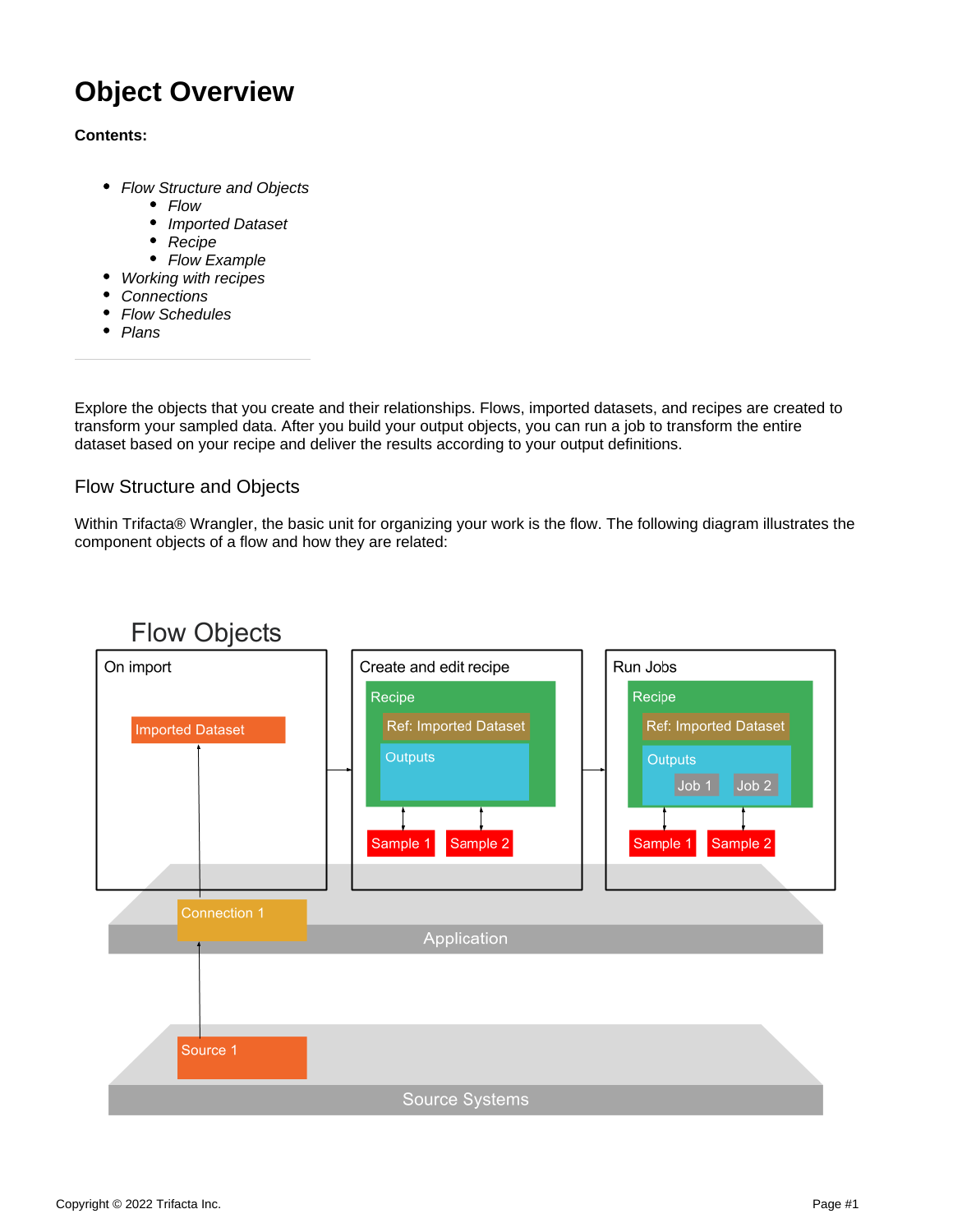# Object Overview

**Contents:**

- *Flow Structure and Objects*
  - *Flow*
  - *Imported Dataset*
  - *Recipe*
  - *Flow Example*
- *Working with recipes*
- *Connections*
- *Flow Schedules*
- *Plans*

---

Explore the objects that you create and their relationships. Flows, imported datasets, and recipes are created to transform your sampled data. After you build your output objects, you can run a job to transform the entire dataset based on your recipe and deliver the results according to your output definitions.

## Flow Structure and Objects

Within Trifacta® Wrangler, the basic unit for organizing your work is the flow. The following diagram illustrates the component objects of a flow and how they are related: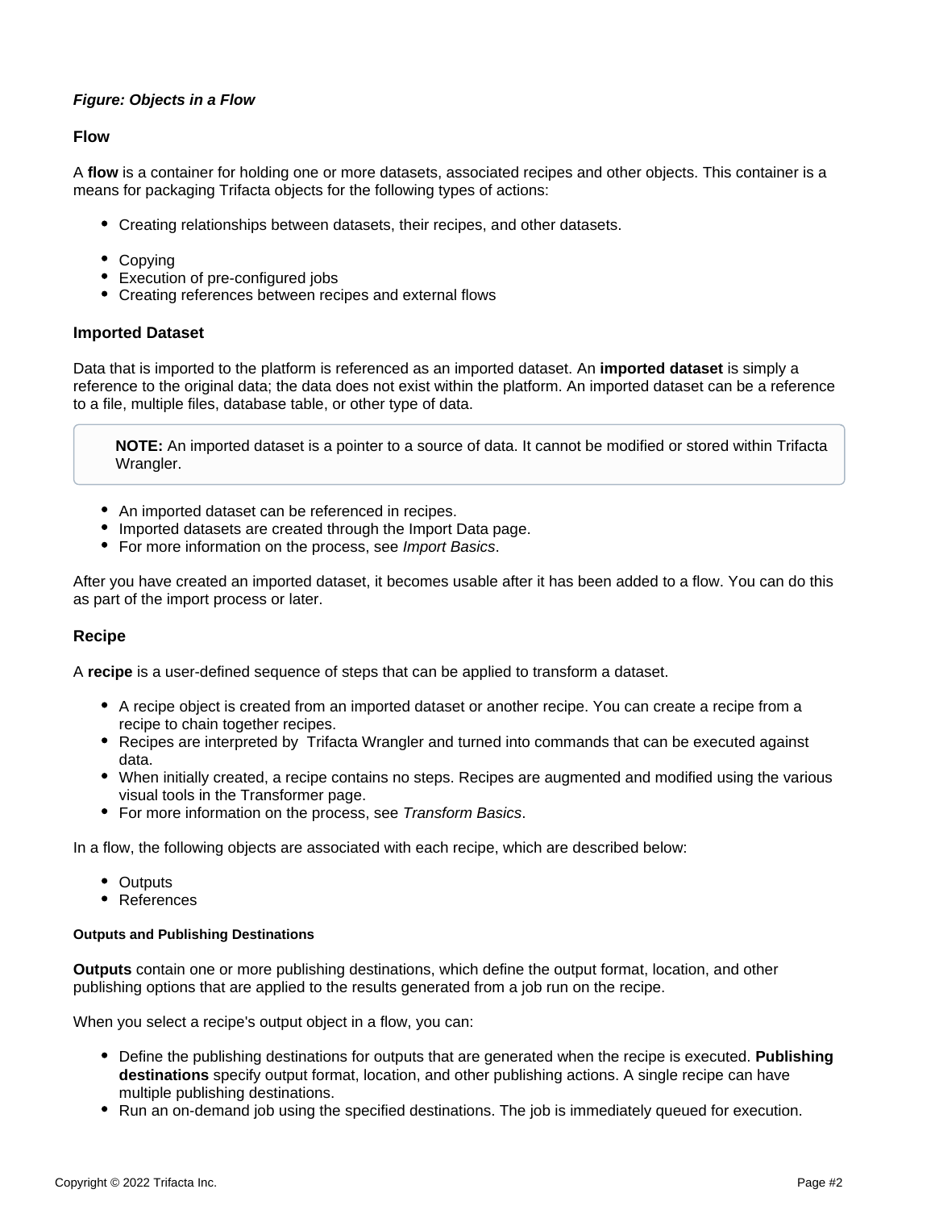***Figure: Objects in a Flow***

### Flow

A **flow** is a container for holding one or more datasets, associated recipes and other objects. This container is a means for packaging Trifacta objects for the following types of actions:

- Creating relationships between datasets, their recipes, and other datasets.
- Copying
- Execution of pre-configured jobs
- Creating references between recipes and external flows

### Imported Dataset

Data that is imported to the platform is referenced as an imported dataset. An **imported dataset** is simply a reference to the original data; the data does not exist within the platform. An imported dataset can be a reference to a file, multiple files, database table, or other type of data.

> **NOTE:** An imported dataset is a pointer to a source of data. It cannot be modified or stored within Trifacta Wrangler.

- An imported dataset can be referenced in recipes.
- Imported datasets are created through the Import Data page.
- For more information on the process, see *Import Basics*.

After you have created an imported dataset, it becomes usable after it has been added to a flow. You can do this as part of the import process or later.

### Recipe

A **recipe** is a user-defined sequence of steps that can be applied to transform a dataset.

- A recipe object is created from an imported dataset or another recipe. You can create a recipe from a recipe to chain together recipes.
- Recipes are interpreted by Trifacta Wrangler and turned into commands that can be executed against data.
- When initially created, a recipe contains no steps. Recipes are augmented and modified using the various visual tools in the Transformer page.
- For more information on the process, see *Transform Basics*.

In a flow, the following objects are associated with each recipe, which are described below:

- Outputs
- References

#### Outputs and Publishing Destinations

**Outputs** contain one or more publishing destinations, which define the output format, location, and other publishing options that are applied to the results generated from a job run on the recipe.

When you select a recipe's output object in a flow, you can:

- Define the publishing destinations for outputs that are generated when the recipe is executed. **Publishing destinations** specify output format, location, and other publishing actions. A single recipe can have multiple publishing destinations.
- Run an on-demand job using the specified destinations. The job is immediately queued for execution.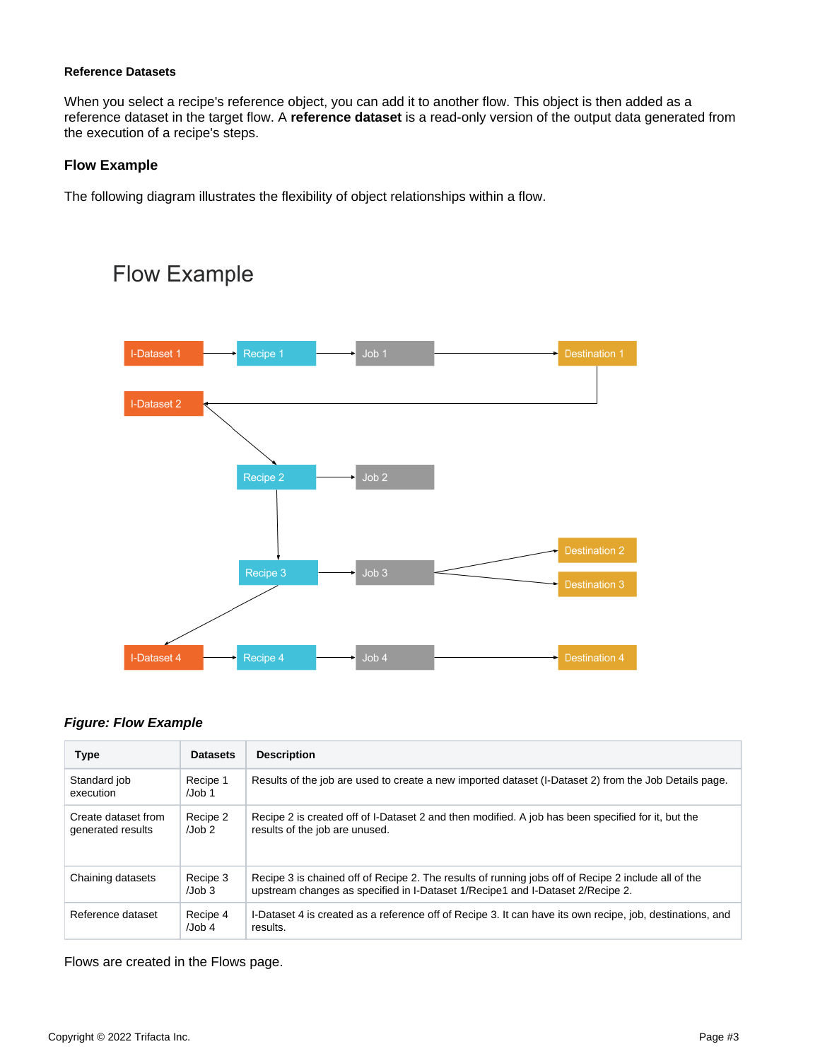#### Reference Datasets

When you select a recipe's reference object, you can add it to another flow. This object is then added as a reference dataset in the target flow. A **reference dataset** is a read-only version of the output data generated from the execution of a recipe's steps.

### Flow Example

The following diagram illustrates the flexibility of object relationships within a flow.

Flow Example

I-Dataset 1 → Recipe 1 → Job 1 → Destination 1

I-Dataset 2 → Recipe 2 → Job 2

Recipe 3 → Job 3 → Destination 2, Destination 3

I-Dataset 4 → Recipe 4 → Job 4 → Destination 4

***Figure: Flow Example***

| Type | Datasets | Description |
| --- | --- | --- |
| Standard job execution | Recipe 1 /Job 1 | Results of the job are used to create a new imported dataset (I-Dataset 2) from the Job Details page. |
| Create dataset from generated results | Recipe 2 /Job 2 | Recipe 2 is created off of I-Dataset 2 and then modified. A job has been specified for it, but the results of the job are unused. |
| Chaining datasets | Recipe 3 /Job 3 | Recipe 3 is chained off of Recipe 2. The results of running jobs off of Recipe 2 include all of the upstream changes as specified in I-Dataset 1/Recipe1 and I-Dataset 2/Recipe 2. |
| Reference dataset | Recipe 4 /Job 4 | I-Dataset 4 is created as a reference off of Recipe 3. It can have its own recipe, job, destinations, and results. |

Flows are created in the Flows page.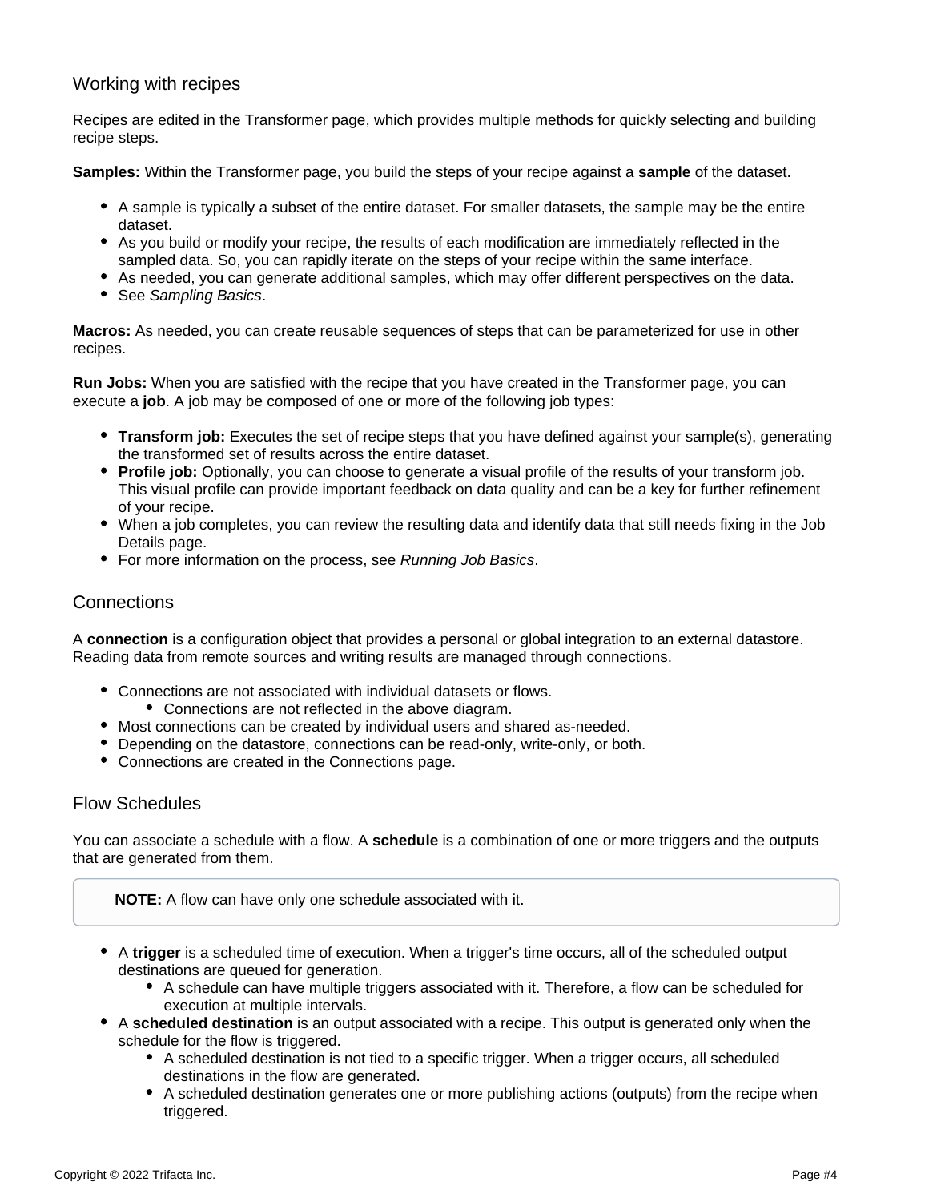## Working with recipes

Recipes are edited in the Transformer page, which provides multiple methods for quickly selecting and building recipe steps.

**Samples:** Within the Transformer page, you build the steps of your recipe against a **sample** of the dataset.

- A sample is typically a subset of the entire dataset. For smaller datasets, the sample may be the entire dataset.
- As you build or modify your recipe, the results of each modification are immediately reflected in the sampled data. So, you can rapidly iterate on the steps of your recipe within the same interface.
- As needed, you can generate additional samples, which may offer different perspectives on the data.
- See *Sampling Basics*.

**Macros:** As needed, you can create reusable sequences of steps that can be parameterized for use in other recipes.

**Run Jobs:** When you are satisfied with the recipe that you have created in the Transformer page, you can execute a **job**. A job may be composed of one or more of the following job types:

- **Transform job:** Executes the set of recipe steps that you have defined against your sample(s), generating the transformed set of results across the entire dataset.
- **Profile job:** Optionally, you can choose to generate a visual profile of the results of your transform job. This visual profile can provide important feedback on data quality and can be a key for further refinement of your recipe.
- When a job completes, you can review the resulting data and identify data that still needs fixing in the Job Details page.
- For more information on the process, see *Running Job Basics*.

## Connections

A **connection** is a configuration object that provides a personal or global integration to an external datastore. Reading data from remote sources and writing results are managed through connections.

- Connections are not associated with individual datasets or flows.
  - Connections are not reflected in the above diagram.
- Most connections can be created by individual users and shared as-needed.
- Depending on the datastore, connections can be read-only, write-only, or both.
- Connections are created in the Connections page.

## Flow Schedules

You can associate a schedule with a flow. A **schedule** is a combination of one or more triggers and the outputs that are generated from them.

> **NOTE:** A flow can have only one schedule associated with it.

- A **trigger** is a scheduled time of execution. When a trigger's time occurs, all of the scheduled output destinations are queued for generation.
  - A schedule can have multiple triggers associated with it. Therefore, a flow can be scheduled for execution at multiple intervals.
- A **scheduled destination** is an output associated with a recipe. This output is generated only when the schedule for the flow is triggered.
  - A scheduled destination is not tied to a specific trigger. When a trigger occurs, all scheduled destinations in the flow are generated.
  - A scheduled destination generates one or more publishing actions (outputs) from the recipe when triggered.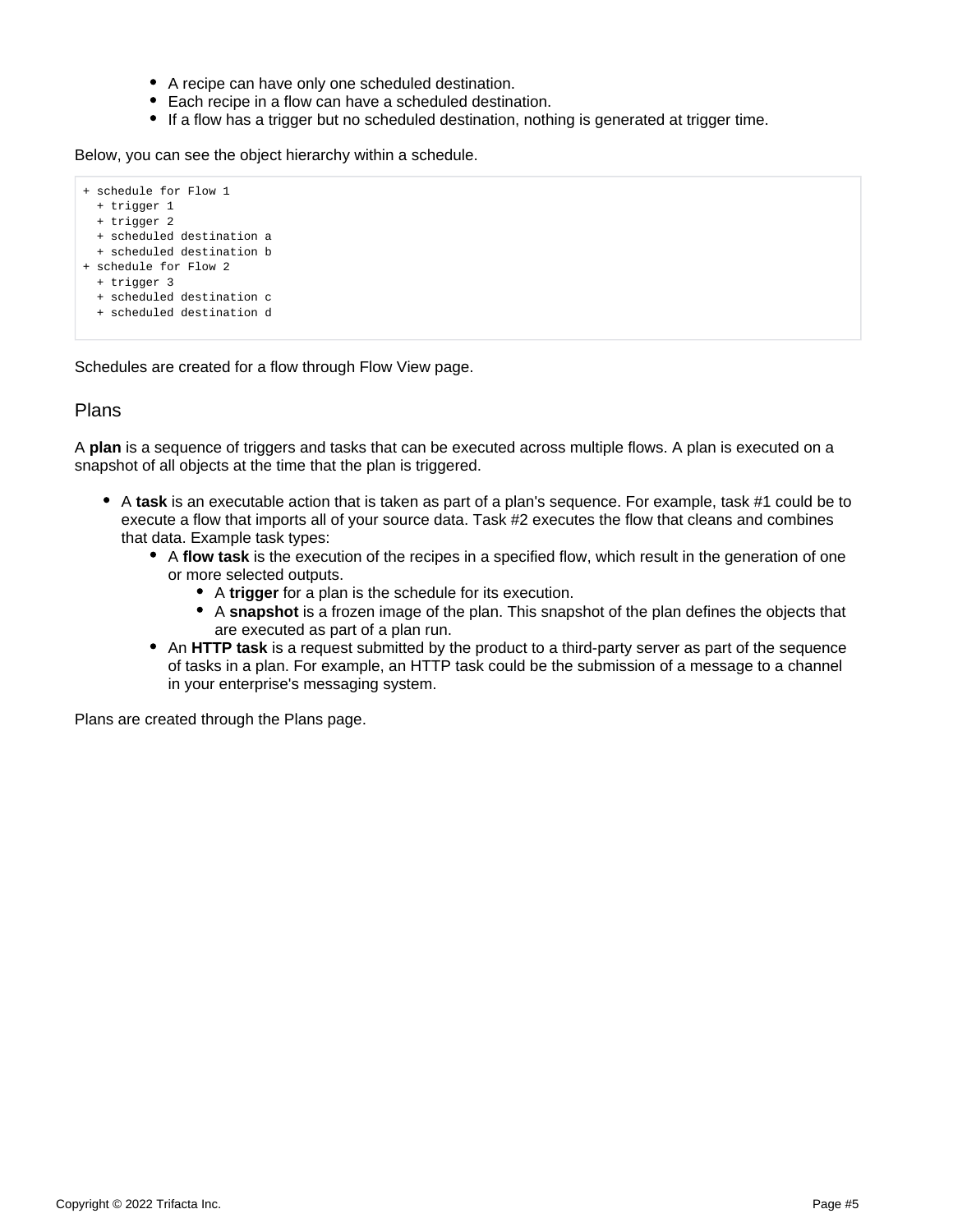- A recipe can have only one scheduled destination.
- Each recipe in a flow can have a scheduled destination.
- If a flow has a trigger but no scheduled destination, nothing is generated at trigger time.

Below, you can see the object hierarchy within a schedule.

```
+ schedule for Flow 1
  + trigger 1
  + trigger 2
  + scheduled destination a
  + scheduled destination b
+ schedule for Flow 2
  + trigger 3
  + scheduled destination c
  + scheduled destination d
```

Schedules are created for a flow through Flow View page.

### Plans

A **plan** is a sequence of triggers and tasks that can be executed across multiple flows. A plan is executed on a snapshot of all objects at the time that the plan is triggered.

- A **task** is an executable action that is taken as part of a plan's sequence. For example, task #1 could be to execute a flow that imports all of your source data. Task #2 executes the flow that cleans and combines that data. Example task types:
  - A **flow task** is the execution of the recipes in a specified flow, which result in the generation of one or more selected outputs.
    - A **trigger** for a plan is the schedule for its execution.
    - A **snapshot** is a frozen image of the plan. This snapshot of the plan defines the objects that are executed as part of a plan run.
  - An **HTTP task** is a request submitted by the product to a third-party server as part of the sequence of tasks in a plan. For example, an HTTP task could be the submission of a message to a channel in your enterprise's messaging system.

Plans are created through the Plans page.